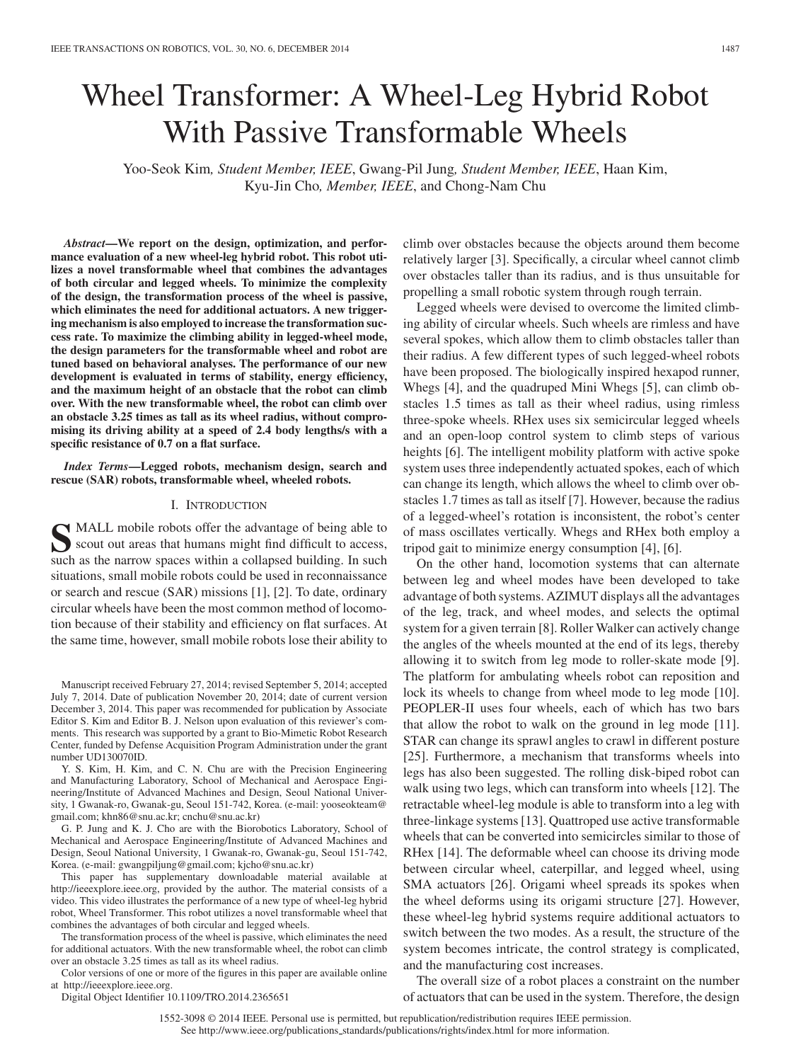# Wheel Transformer: A Wheel-Leg Hybrid Robot With Passive Transformable Wheels

Yoo-Seok Kim, *Student Member, IEEE*, Gwang-Pil Jung, *Student Member, IEEE*, Haan Kim, Kyu-Jin Cho, *Member, IEEE*, and Chong-Nam Chu

***Abstract*—We report on the design, optimization, and performance evaluation of a new wheel-leg hybrid robot. This robot utilizes a novel transformable wheel that combines the advantages of both circular and legged wheels. To minimize the complexity of the design, the transformation process of the wheel is passive, which eliminates the need for additional actuators. A new triggering mechanism is also employed to increase the transformation success rate. To maximize the climbing ability in legged-wheel mode, the design parameters for the transformable wheel and robot are tuned based on behavioral analyses. The performance of our new development is evaluated in terms of stability, energy efficiency, and the maximum height of an obstacle that the robot can climb over. With the new transformable wheel, the robot can climb over an obstacle 3.25 times as tall as its wheel radius, without compromising its driving ability at a speed of 2.4 body lengths/s with a specific resistance of 0.7 on a flat surface.**

***Index Terms*—Legged robots, mechanism design, search and rescue (SAR) robots, transformable wheel, wheeled robots.**

## I. Introduction

Small mobile robots offer the advantage of being able to scout out areas that humans might find difficult to access, such as the narrow spaces within a collapsed building. In such situations, small mobile robots could be used in reconnaissance or search and rescue (SAR) missions [1], [2]. To date, ordinary circular wheels have been the most common method of locomotion because of their stability and efficiency on flat surfaces. At the same time, however, small mobile robots lose their ability to climb over obstacles because the objects around them become relatively larger [3]. Specifically, a circular wheel cannot climb over obstacles taller than its radius, and is thus unsuitable for propelling a small robotic system through rough terrain.

Legged wheels were devised to overcome the limited climbing ability of circular wheels. Such wheels are rimless and have several spokes, which allow them to climb obstacles taller than their radius. A few different types of such legged-wheel robots have been proposed. The biologically inspired hexapod runner, Whegs [4], and the quadruped Mini Whegs [5], can climb obstacles 1.5 times as tall as their wheel radius, using rimless three-spoke wheels. RHex uses six semicircular legged wheels and an open-loop control system to climb steps of various heights [6]. The intelligent mobility platform with active spoke system uses three independently actuated spokes, each of which can change its length, which allows the wheel to climb over obstacles 1.7 times as tall as itself [7]. However, because the radius of a legged-wheel's rotation is inconsistent, the robot's center of mass oscillates vertically. Whegs and RHex both employ a tripod gait to minimize energy consumption [4], [6].

On the other hand, locomotion systems that can alternate between leg and wheel modes have been developed to take advantage of both systems. AZIMUT displays all the advantages of the leg, track, and wheel modes, and selects the optimal system for a given terrain [8]. Roller Walker can actively change the angles of the wheels mounted at the end of its legs, thereby allowing it to switch from leg mode to roller-skate mode [9]. The platform for ambulating wheels robot can reposition and lock its wheels to change from wheel mode to leg mode [10]. PEOPLER-II uses four wheels, each of which has two bars that allow the robot to walk on the ground in leg mode [11]. STAR can change its sprawl angles to crawl in different posture [25]. Furthermore, a mechanism that transforms wheels into legs has also been suggested. The rolling disk-biped robot can walk using two legs, which can transform into wheels [12]. The retractable wheel-leg module is able to transform into a leg with three-linkage systems [13]. Quattroped use active transformable wheels that can be converted into semicircles similar to those of RHex [14]. The deformable wheel can choose its driving mode between circular wheel, caterpillar, and legged wheel, using SMA actuators [26]. Origami wheel spreads its spokes when the wheel deforms using its origami structure [27]. However, these wheel-leg hybrid systems require additional actuators to switch between the two modes. As a result, the structure of the system becomes intricate, the control strategy is complicated, and the manufacturing cost increases.

The overall size of a robot places a constraint on the number of actuators that can be used in the system. Therefore, the design

---

Manuscript received February 27, 2014; revised September 5, 2014; accepted July 7, 2014. Date of publication November 20, 2014; date of current version December 3, 2014. This paper was recommended for publication by Associate Editor S. Kim and Editor B. J. Nelson upon evaluation of this reviewer's comments. This research was supported by a grant to Bio-Mimetic Robot Research Center, funded by Defense Acquisition Program Administration under the grant number UD130070ID.

Y. S. Kim, H. Kim, and C. N. Chu are with the Precision Engineering and Manufacturing Laboratory, School of Mechanical and Aerospace Engineering/Institute of Advanced Machines and Design, Seoul National University, 1 Gwanak-ro, Gwanak-gu, Seoul 151-742, Korea. (e-mail: yooseokteam@gmail.com; khn86@snu.ac.kr; cnchu@snu.ac.kr)

G. P. Jung and K. J. Cho are with the Biorobotics Laboratory, School of Mechanical and Aerospace Engineering/Institute of Advanced Machines and Design, Seoul National University, 1 Gwanak-ro, Gwanak-gu, Seoul 151-742, Korea. (e-mail: gwangpiljung@gmail.com; kjcho@snu.ac.kr)

This paper has supplementary downloadable material available at http://ieeexplore.ieee.org, provided by the author. The material consists of a video. This video illustrates the performance of a new type of wheel-leg hybrid robot, Wheel Transformer. This robot utilizes a novel transformable wheel that combines the advantages of both circular and legged wheels.

The transformation process of the wheel is passive, which eliminates the need for additional actuators. With the new transformable wheel, the robot can climb over an obstacle 3.25 times as tall as its wheel radius.

Color versions of one or more of the figures in this paper are available online at http://ieeexplore.ieee.org.

Digital Object Identifier 10.1109/TRO.2014.2365651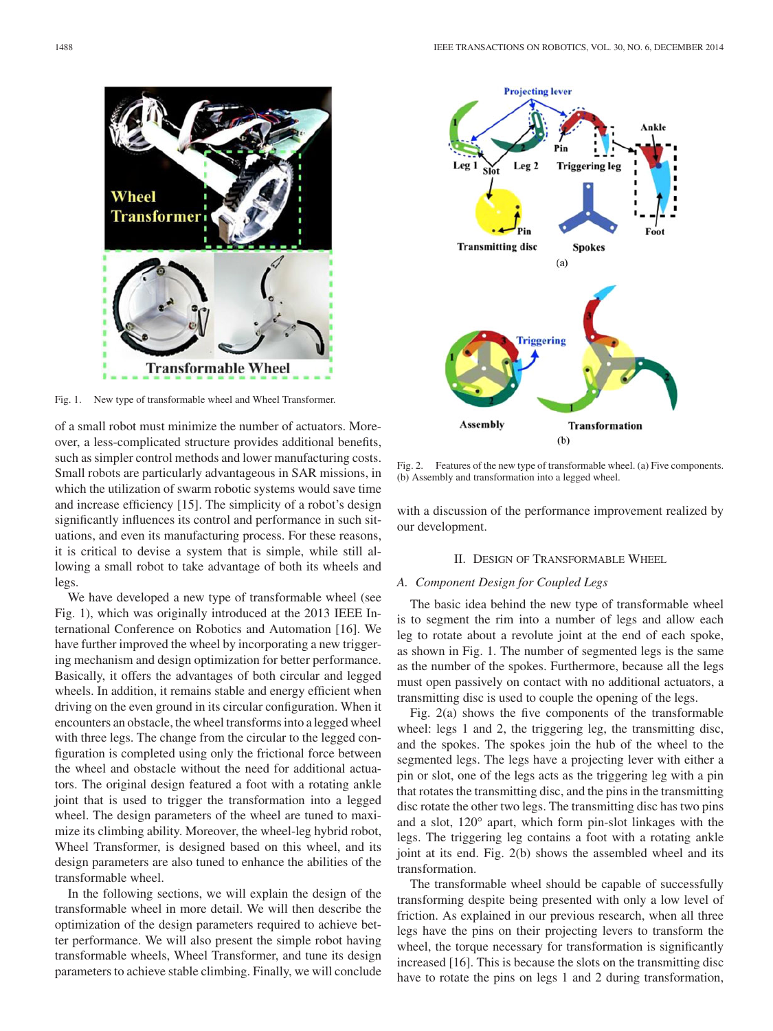Wheel Transformer

Transformable Wheel

Fig. 1. New type of transformable wheel and Wheel Transformer.

of a small robot must minimize the number of actuators. Moreover, a less-complicated structure provides additional benefits, such as simpler control methods and lower manufacturing costs. Small robots are particularly advantageous in SAR missions, in which the utilization of swarm robotic systems would save time and increase efficiency [15]. The simplicity of a robot's design significantly influences its control and performance in such situations, and even its manufacturing process. For these reasons, it is critical to devise a system that is simple, while still allowing a small robot to take advantage of both its wheels and legs.

We have developed a new type of transformable wheel (see Fig. 1), which was originally introduced at the 2013 IEEE International Conference on Robotics and Automation [16]. We have further improved the wheel by incorporating a new triggering mechanism and design optimization for better performance. Basically, it offers the advantages of both circular and legged wheels. In addition, it remains stable and energy efficient when driving on the even ground in its circular configuration. When it encounters an obstacle, the wheel transforms into a legged wheel with three legs. The change from the circular to the legged configuration is completed using only the frictional force between the wheel and obstacle without the need for additional actuators. The original design featured a foot with a rotating ankle joint that is used to trigger the transformation into a legged wheel. The design parameters of the wheel are tuned to maximize its climbing ability. Moreover, the wheel-leg hybrid robot, Wheel Transformer, is designed based on this wheel, and its design parameters are also tuned to enhance the abilities of the transformable wheel.

In the following sections, we will explain the design of the transformable wheel in more detail. We will then describe the optimization of the design parameters required to achieve better performance. We will also present the simple robot having transformable wheels, Wheel Transformer, and tune its design parameters to achieve stable climbing. Finally, we will conclude

Projecting lever

Leg 1 Slot Leg 2 Pin Triggering leg Ankle Foot

Pin Transmitting disc Spokes

(a)

Triggering

Assembly Transformation

(b)

Fig. 2. Features of the new type of transformable wheel. (a) Five components. (b) Assembly and transformation into a legged wheel.

with a discussion of the performance improvement realized by our development.

## II. Design of Transformable Wheel

### A. Component Design for Coupled Legs

The basic idea behind the new type of transformable wheel is to segment the rim into a number of legs and allow each leg to rotate about a revolute joint at the end of each spoke, as shown in Fig. 1. The number of segmented legs is the same as the number of the spokes. Furthermore, because all the legs must open passively on contact with no additional actuators, a transmitting disc is used to couple the opening of the legs.

Fig. 2(a) shows the five components of the transformable wheel: legs 1 and 2, the triggering leg, the transmitting disc, and the spokes. The spokes join the hub of the wheel to the segmented legs. The legs have a projecting lever with either a pin or slot, one of the legs acts as the triggering leg with a pin that rotates the transmitting disc, and the pins in the transmitting disc rotate the other two legs. The transmitting disc has two pins and a slot, 120° apart, which form pin-slot linkages with the legs. The triggering leg contains a foot with a rotating ankle joint at its end. Fig. 2(b) shows the assembled wheel and its transformation.

The transformable wheel should be capable of successfully transforming despite being presented with only a low level of friction. As explained in our previous research, when all three legs have the pins on their projecting levers to transform the wheel, the torque necessary for transformation is significantly increased [16]. This is because the slots on the transmitting disc have to rotate the pins on legs 1 and 2 during transformation,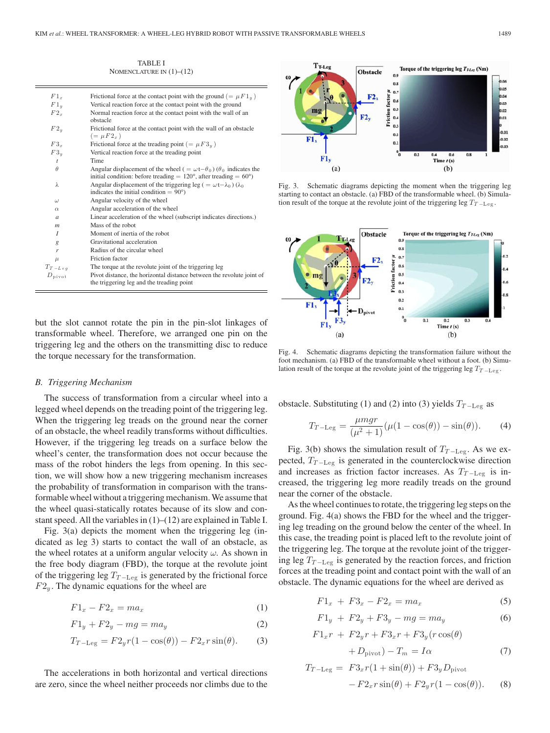TABLE I
NOMENCLATURE IN (1)–(12)

| | |
|---|---|
| $F1_x$ | Frictional force at the contact point with the ground ($= \mu F1_y$) |
| $F1_y$ | Vertical reaction force at the contact point with the ground |
| $F2_x$ | Normal reaction force at the contact point with the wall of an obstacle |
| $F2_y$ | Frictional force at the contact point with the wall of an obstacle ($= \mu F2_x$) |
| $F3_x$ | Frictional force at the treading point ($= \mu F3_y$) |
| $F3_y$ | Vertical reaction force at the treading point |
| $t$ | Time |
| $\theta$ | Angular displacement of the wheel ($= \omega t - \theta_0$) ($\theta_0$ indicates the initial condition: before treading = 120°, after treading = 60°) |
| $\lambda$ | Angular displacement of the triggering leg ($= \omega t - \lambda_0$) ($\lambda_0$ indicates the initial condition = 90°) |
| $\omega$ | Angular velocity of the wheel |
| $\alpha$ | Angular acceleration of the wheel |
| $a$ | Linear acceleration of the wheel (subscript indicates directions.) |
| $m$ | Mass of the robot |
| $I$ | Moment of inertia of the robot |
| $g$ | Gravitational acceleration |
| $r$ | Radius of the circular wheel |
| $\mu$ | Friction factor |
| $T_{T-Leg}$ | The torque at the revolute joint of the triggering leg |
| $D_{\text{pivot}}$ | Pivot distance, the horizontal distance between the revolute joint of the triggering leg and the treading point |

but the slot cannot rotate the pin in the pin-slot linkages of transformable wheel. Therefore, we arranged one pin on the triggering leg and the others on the transmitting disc to reduce the torque necessary for the transformation.

### B. Triggering Mechanism

The success of transformation from a circular wheel into a legged wheel depends on the treading point of the triggering leg. When the triggering leg treads on the ground near the corner of an obstacle, the wheel readily transforms without difficulties. However, if the triggering leg treads on a surface below the wheel's center, the transformation does not occur because the mass of the robot hinders the legs from opening. In this section, we will show how a new triggering mechanism increases the probability of transformation in comparison with the transformable wheel without a triggering mechanism. We assume that the wheel quasi-statically rotates because of its slow and constant speed. All the variables in (1)–(12) are explained in Table I.

Fig. 3(a) depicts the moment when the triggering leg (indicated as leg 3) starts to contact the wall of an obstacle, as the wheel rotates at a uniform angular velocity $\omega$. As shown in the free body diagram (FBD), the torque at the revolute joint of the triggering leg $T_{T-\text{Leg}}$ is generated by the frictional force $F2_y$. The dynamic equations for the wheel are

$$F1_x - F2_x = ma_x \tag{1}$$

$$F1_y + F2_y - mg = ma_y \tag{2}$$

$$T_{T-\text{Leg}} = F2_y r(1 - \cos(\theta)) - F2_x r \sin(\theta). \tag{3}$$

The accelerations in both horizontal and vertical directions are zero, since the wheel neither proceeds nor climbs due to the obstacle. Substituting (1) and (2) into (3) yields $T_{T-\text{Leg}}$ as

$$T_{T-\text{Leg}} = \frac{\mu mgr}{(\mu^2+1)}(\mu(1-\cos(\theta)) - \sin(\theta)). \tag{4}$$

Fig. 3(b) shows the simulation result of $T_{T-\text{Leg}}$. As we expected, $T_{T-\text{Leg}}$ is generated in the counterclockwise direction and increases as friction factor increases. As $T_{T-\text{Leg}}$ is increased, the triggering leg more readily treads on the ground near the corner of the obstacle.

As the wheel continues to rotate, the triggering leg steps on the ground. Fig. 4(a) shows the FBD for the wheel and the triggering leg treading on the ground below the center of the wheel. In this case, the treading point is placed left to the revolute joint of the triggering leg. The torque at the revolute joint of the triggering leg $T_{T-\text{Leg}}$ is generated by the reaction forces, and friction forces at the treading point and contact point with the wall of an obstacle. The dynamic equations for the wheel are derived as

$$F1_x + F3_x - F2_x = ma_x \tag{5}$$

$$F1_y + F2_y + F3_y - mg = ma_y \tag{6}$$

$$F1_x r + F2_y r + F3_x r + F3_y(r\cos(\theta) + D_{\text{pivot}}) - T_m = I\alpha \tag{7}$$

$$T_{T-\text{Leg}} = F3_x r(1+\sin(\theta)) + F3_y D_{\text{pivot}} - F2_x r \sin(\theta) + F2_y r(1-\cos(\theta)). \tag{8}$$

Fig. 3. Schematic diagrams depicting the moment when the triggering leg starting to contact an obstacle. (a) FBD of the transformable wheel. (b) Simulation result of the torque at the revolute joint of the triggering leg $T_{T-\text{Leg}}$.

Fig. 4. Schematic diagrams depicting the transformation failure without the foot mechanism. (a) FBD of the transformable wheel without a foot. (b) Simulation result of the torque at the revolute joint of the triggering leg $T_{T-\text{Leg}}$.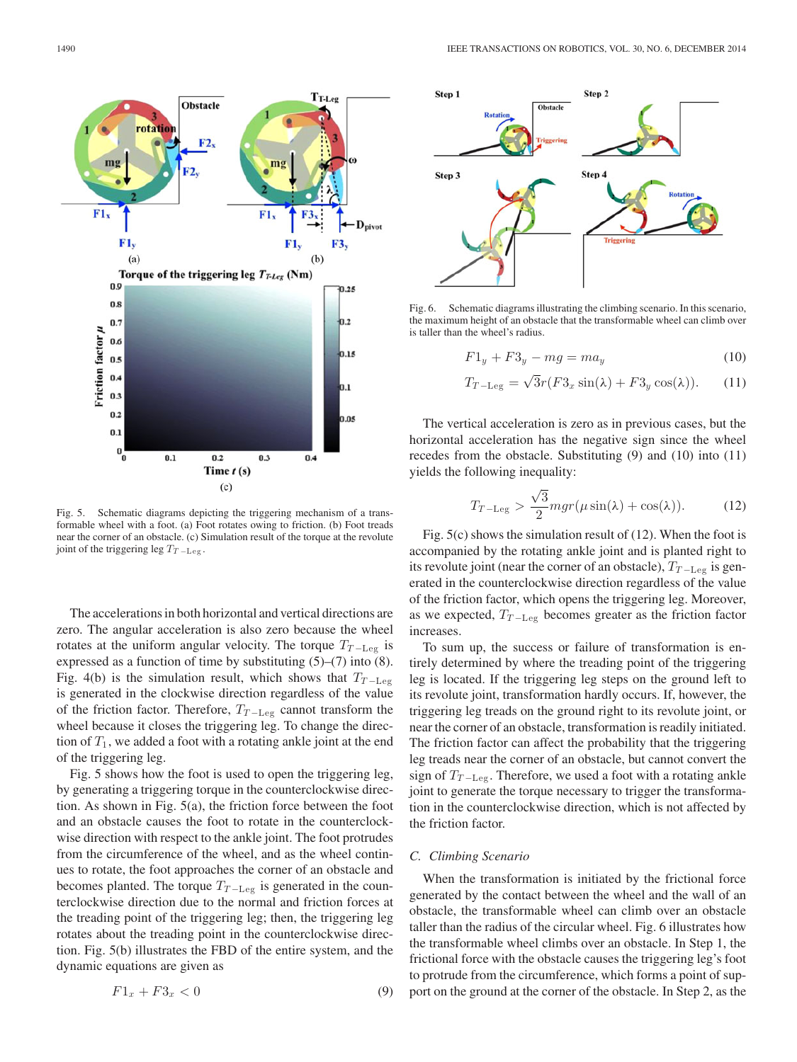Fig. 5. Schematic diagrams depicting the triggering mechanism of a transformable wheel with a foot. (a) Foot rotates owing to friction. (b) Foot treads near the corner of an obstacle. (c) Simulation result of the torque at the revolute joint of the triggering leg $T_{T-\text{Leg}}$.

The accelerations in both horizontal and vertical directions are zero. The angular acceleration is also zero because the wheel rotates at the uniform angular velocity. The torque $T_{T-\text{Leg}}$ is expressed as a function of time by substituting (5)–(7) into (8). Fig. 4(b) is the simulation result, which shows that $T_{T-\text{Leg}}$ is generated in the clockwise direction regardless of the value of the friction factor. Therefore, $T_{T-\text{Leg}}$ cannot transform the wheel because it closes the triggering leg. To change the direction of $T_1$, we added a foot with a rotating ankle joint at the end of the triggering leg.

Fig. 5 shows how the foot is used to open the triggering leg, by generating a triggering torque in the counterclockwise direction. As shown in Fig. 5(a), the friction force between the foot and an obstacle causes the foot to rotate in the counterclockwise direction with respect to the ankle joint. The foot protrudes from the circumference of the wheel, and as the wheel continues to rotate, the foot approaches the corner of an obstacle and becomes planted. The torque $T_{T-\text{Leg}}$ is generated in the counterclockwise direction due to the normal and friction forces at the treading point of the triggering leg; then, the triggering leg rotates about the treading point in the counterclockwise direction. Fig. 5(b) illustrates the FBD of the entire system, and the dynamic equations are given as

$$F1_x + F3_x < 0 \tag{9}$$

$$F1_y + F3_y - mg = ma_y \tag{10}$$

$$T_{T-\text{Leg}} = \sqrt{3}r(F3_x \sin(\lambda) + F3_y \cos(\lambda)). \tag{11}$$

The vertical acceleration is zero as in previous cases, but the horizontal acceleration has the negative sign since the wheel recedes from the obstacle. Substituting (9) and (10) into (11) yields the following inequality:

$$T_{T-\text{Leg}} > \frac{\sqrt{3}}{2}mgr(\mu \sin(\lambda) + \cos(\lambda)). \tag{12}$$

Fig. 5(c) shows the simulation result of (12). When the foot is accompanied by the rotating ankle joint and is planted right to its revolute joint (near the corner of an obstacle), $T_{T-\text{Leg}}$ is generated in the counterclockwise direction regardless of the value of the friction factor, which opens the triggering leg. Moreover, as we expected, $T_{T-\text{Leg}}$ becomes greater as the friction factor increases.

To sum up, the success or failure of transformation is entirely determined by where the treading point of the triggering leg is located. If the triggering leg steps on the ground left to its revolute joint, transformation hardly occurs. If, however, the triggering leg treads on the ground right to its revolute joint, or near the corner of an obstacle, transformation is readily initiated. The friction factor can affect the probability that the triggering leg treads near the corner of an obstacle, but cannot convert the sign of $T_{T-\text{Leg}}$. Therefore, we used a foot with a rotating ankle joint to generate the torque necessary to trigger the transformation in the counterclockwise direction, which is not affected by the friction factor.

Fig. 6. Schematic diagrams illustrating the climbing scenario. In this scenario, the maximum height of an obstacle that the transformable wheel can climb over is taller than the wheel's radius.

### C. Climbing Scenario

When the transformation is initiated by the frictional force generated by the contact between the wheel and the wall of an obstacle, the transformable wheel can climb over an obstacle taller than the radius of the circular wheel. Fig. 6 illustrates how the transformable wheel climbs over an obstacle. In Step 1, the frictional force with the obstacle causes the triggering leg's foot to protrude from the circumference, which forms a point of support on the ground at the corner of the obstacle. In Step 2, as the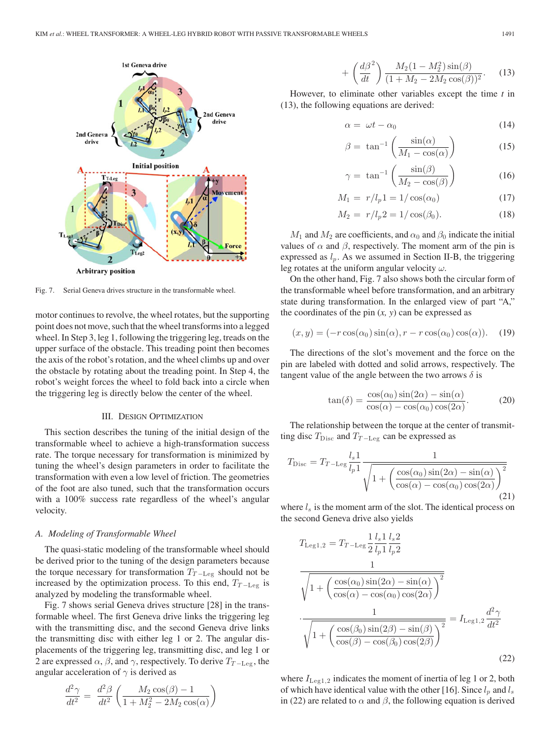Fig. 7. Serial Geneva drives structure in the transformable wheel.

motor continues to revolve, the wheel rotates, but the supporting point does not move, such that the wheel transforms into a legged wheel. In Step 3, leg 1, following the triggering leg, treads on the upper surface of the obstacle. This treading point then becomes the axis of the robot's rotation, and the wheel climbs up and over the obstacle by rotating about the treading point. In Step 4, the robot's weight forces the wheel to fold back into a circle when the triggering leg is directly below the center of the wheel.

## III. Design Optimization

This section describes the tuning of the initial design of the transformable wheel to achieve a high-transformation success rate. The torque necessary for transformation is minimized by tuning the wheel's design parameters in order to facilitate the transformation with even a low level of friction. The geometries of the foot are also tuned, such that the transformation occurs with a 100% success rate regardless of the wheel's angular velocity.

### A. Modeling of Transformable Wheel

The quasi-static modeling of the transformable wheel should be derived prior to the tuning of the design parameters because the torque necessary for transformation $T_{T-\text{Leg}}$ should not be increased by the optimization process. To this end, $T_{T-\text{Leg}}$ is analyzed by modeling the transformable wheel.

Fig. 7 shows serial Geneva drives structure [28] in the transformable wheel. The first Geneva drive links the triggering leg with the transmitting disc, and the second Geneva drive links the transmitting disc with either leg 1 or 2. The angular displacements of the triggering leg, transmitting disc, and leg 1 or 2 are expressed $\alpha$, $\beta$, and $\gamma$, respectively. To derive $T_{T-\text{Leg}}$, the angular acceleration of $\gamma$ is derived as

$$\frac{d^2\gamma}{dt^2} = \frac{d^2\beta}{dt^2}\left(\frac{M_2\cos(\beta)-1}{1+M_2^2-2M_2\cos(\alpha)}\right)$$

$$+\left(\frac{d\beta}{dt}^2\right)\frac{M_2(1-M_2^2)\sin(\beta)}{(1+M_2-2M_2\cos(\beta))^2}. \quad (13)$$

However, to eliminate other variables except the time $t$ in (13), the following equations are derived:

$$\alpha = \omega t - \alpha_0 \quad (14)$$

$$\beta = \tan^{-1}\left(\frac{\sin(\alpha)}{M_1-\cos(\alpha)}\right) \quad (15)$$

$$\gamma = \tan^{-1}\left(\frac{\sin(\beta)}{M_2-\cos(\beta)}\right) \quad (16)$$

$$M_1 = r/l_p1 = 1/\cos(\alpha_0) \quad (17)$$

$$M_2 = r/l_p2 = 1/\cos(\beta_0). \quad (18)$$

$M_1$ and $M_2$ are coefficients, and $\alpha_0$ and $\beta_0$ indicate the initial values of $\alpha$ and $\beta$, respectively. The moment arm of the pin is expressed as $l_p$. As we assumed in Section II-B, the triggering leg rotates at the uniform angular velocity $\omega$.

On the other hand, Fig. 7 also shows both the circular form of the transformable wheel before transformation, and an arbitrary state during transformation. In the enlarged view of part "A," the coordinates of the pin $(x, y)$ can be expressed as

$$(x, y) = (-r\cos(\alpha_0)\sin(\alpha), r - r\cos(\alpha_0)\cos(\alpha)). \quad (19)$$

The directions of the slot's movement and the force on the pin are labeled with dotted and solid arrows, respectively. The tangent value of the angle between the two arrows $\delta$ is

$$\tan(\delta) = \frac{\cos(\alpha_0)\sin(2\alpha)-\sin(\alpha)}{\cos(\alpha)-\cos(\alpha_0)\cos(2\alpha)}. \quad (20)$$

The relationship between the torque at the center of transmitting disc $T_{\text{Disc}}$ and $T_{T-\text{Leg}}$ can be expressed as

$$T_{\text{Disc}} = T_{T-\text{Leg}}\frac{l_s1}{l_p1}\frac{1}{\sqrt{1+\left(\frac{\cos(\alpha_0)\sin(2\alpha)-\sin(\alpha)}{\cos(\alpha)-\cos(\alpha_0)\cos(2\alpha)}\right)^2}} \quad (21)$$

where $l_s$ is the moment arm of the slot. The identical process on the second Geneva drive also yields

$$T_{\text{Leg}1,2} = T_{T-\text{Leg}}\frac{1}{2}\frac{l_s1}{l_p1}\frac{l_s2}{l_p2}\frac{1}{\sqrt{1+\left(\frac{\cos(\alpha_0)\sin(2\alpha)-\sin(\alpha)}{\cos(\alpha)-\cos(\alpha_0)\cos(2\alpha)}\right)^2}}\cdot\frac{1}{\sqrt{1+\left(\frac{\cos(\beta_0)\sin(2\beta)-\sin(\beta)}{\cos(\beta)-\cos(\beta_0)\cos(2\beta)}\right)^2}} = I_{\text{Leg}1,2}\frac{d^2\gamma}{dt^2} \quad (22)$$

where $I_{\text{Leg}1,2}$ indicates the moment of inertia of leg 1 or 2, both of which have identical value with the other [16]. Since $l_p$ and $l_s$ in (22) are related to $\alpha$ and $\beta$, the following equation is derived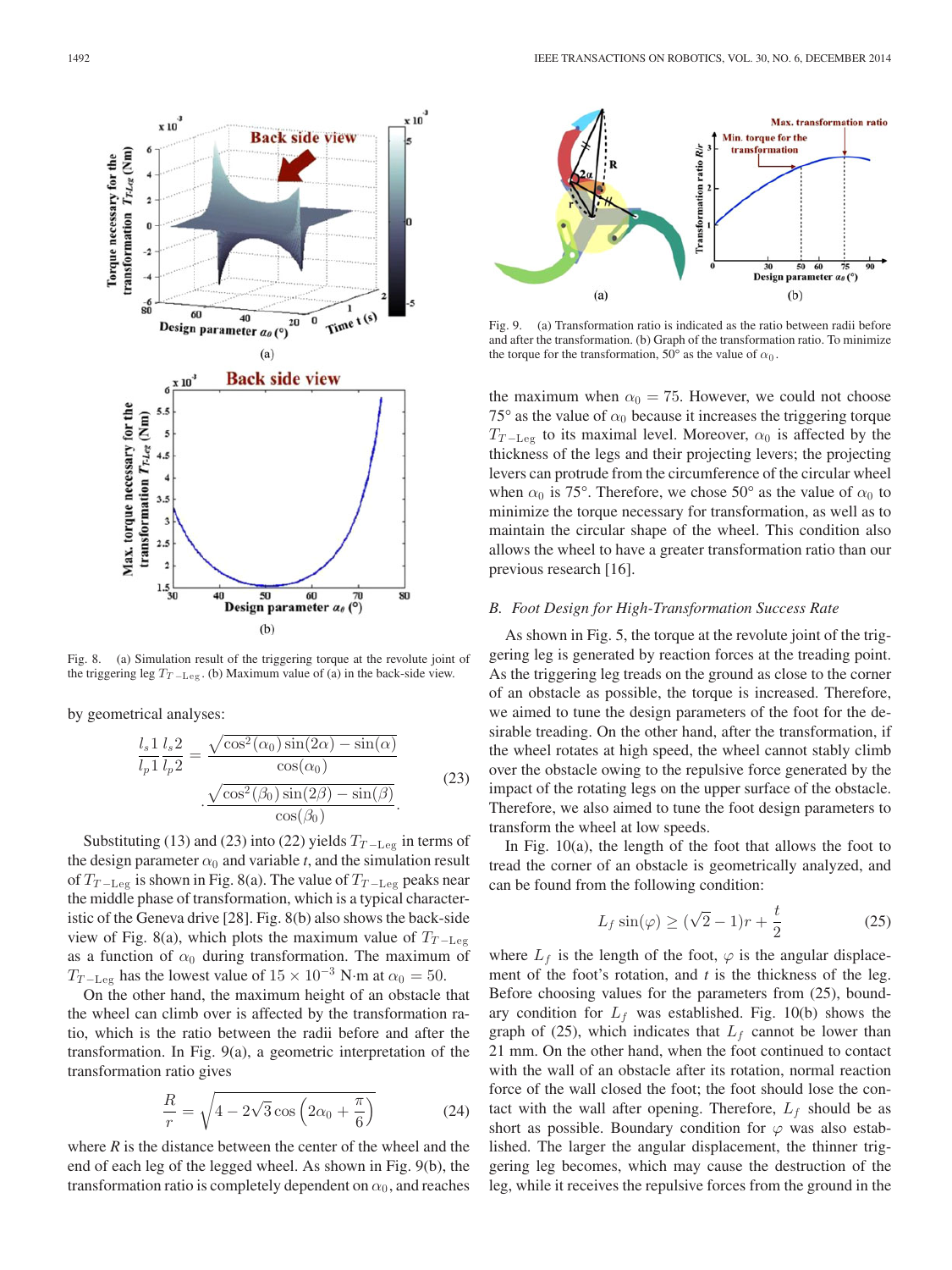Fig. 8. (a) Simulation result of the triggering torque at the revolute joint of the triggering leg $T_{T-\text{Leg}}$. (b) Maximum value of (a) in the back-side view.

by geometrical analyses:

$$\frac{l_s1}{l_p1}\frac{l_s2}{l_p2} = \frac{\sqrt{\cos^2(\alpha_0)\sin(2\alpha) - \sin(\alpha)}}{\cos(\alpha_0)} \cdot \frac{\sqrt{\cos^2(\beta_0)\sin(2\beta) - \sin(\beta)}}{\cos(\beta_0)}. \tag{23}$$

Substituting (13) and (23) into (22) yields $T_{T-\text{Leg}}$ in terms of the design parameter $\alpha_0$ and variable $t$, and the simulation result of $T_{T-\text{Leg}}$ is shown in Fig. 8(a). The value of $T_{T-\text{Leg}}$ peaks near the middle phase of transformation, which is a typical characteristic of the Geneva drive [28]. Fig. 8(b) also shows the back-side view of Fig. 8(a), which plots the maximum value of $T_{T-\text{Leg}}$ as a function of $\alpha_0$ during transformation. The maximum of $T_{T-\text{Leg}}$ has the lowest value of $15 \times 10^{-3}$ N·m at $\alpha_0 = 50$.

On the other hand, the maximum height of an obstacle that the wheel can climb over is affected by the transformation ratio, which is the ratio between the radii before and after the transformation. In Fig. 9(a), a geometric interpretation of the transformation ratio gives

$$\frac{R}{r} = \sqrt{4 - 2\sqrt{3}\cos\left(2\alpha_0 + \frac{\pi}{6}\right)} \tag{24}$$

where $R$ is the distance between the center of the wheel and the end of each leg of the legged wheel. As shown in Fig. 9(b), the transformation ratio is completely dependent on $\alpha_0$, and reaches the maximum when $\alpha_0 = 75$. However, we could not choose 75° as the value of $\alpha_0$ because it increases the triggering torque $T_{T-\text{Leg}}$ to its maximal level. Moreover, $\alpha_0$ is affected by the thickness of the legs and their projecting levers; the projecting levers can protrude from the circumference of the circular wheel when $\alpha_0$ is 75°. Therefore, we chose 50° as the value of $\alpha_0$ to minimize the torque necessary for transformation, as well as to maintain the circular shape of the wheel. This condition also allows the wheel to have a greater transformation ratio than our previous research [16].

Fig. 9. (a) Transformation ratio is indicated as the ratio between radii before and after the transformation. (b) Graph of the transformation ratio. To minimize the torque for the transformation, 50° as the value of $\alpha_0$.

### B. Foot Design for High-Transformation Success Rate

As shown in Fig. 5, the torque at the revolute joint of the triggering leg is generated by reaction forces at the treading point. As the triggering leg treads on the ground as close to the corner of an obstacle as possible, the torque is increased. Therefore, we aimed to tune the design parameters of the foot for the desirable treading. On the other hand, after the transformation, if the wheel rotates at high speed, the wheel cannot stably climb over the obstacle owing to the repulsive force generated by the impact of the rotating legs on the upper surface of the obstacle. Therefore, we also aimed to tune the foot design parameters to transform the wheel at low speeds.

In Fig. 10(a), the length of the foot that allows the foot to tread the corner of an obstacle is geometrically analyzed, and can be found from the following condition:

$$L_f \sin(\varphi) \geq (\sqrt{2} - 1)r + \frac{t}{2} \tag{25}$$

where $L_f$ is the length of the foot, $\varphi$ is the angular displacement of the foot's rotation, and $t$ is the thickness of the leg. Before choosing values for the parameters from (25), boundary condition for $L_f$ was established. Fig. 10(b) shows the graph of (25), which indicates that $L_f$ cannot be lower than 21 mm. On the other hand, when the foot continued to contact with the wall of an obstacle after its rotation, normal reaction force of the wall closed the foot; the foot should lose the contact with the wall after opening. Therefore, $L_f$ should be as short as possible. Boundary condition for $\varphi$ was also established. The larger the angular displacement, the thinner triggering leg becomes, which may cause the destruction of the leg, while it receives the repulsive forces from the ground in the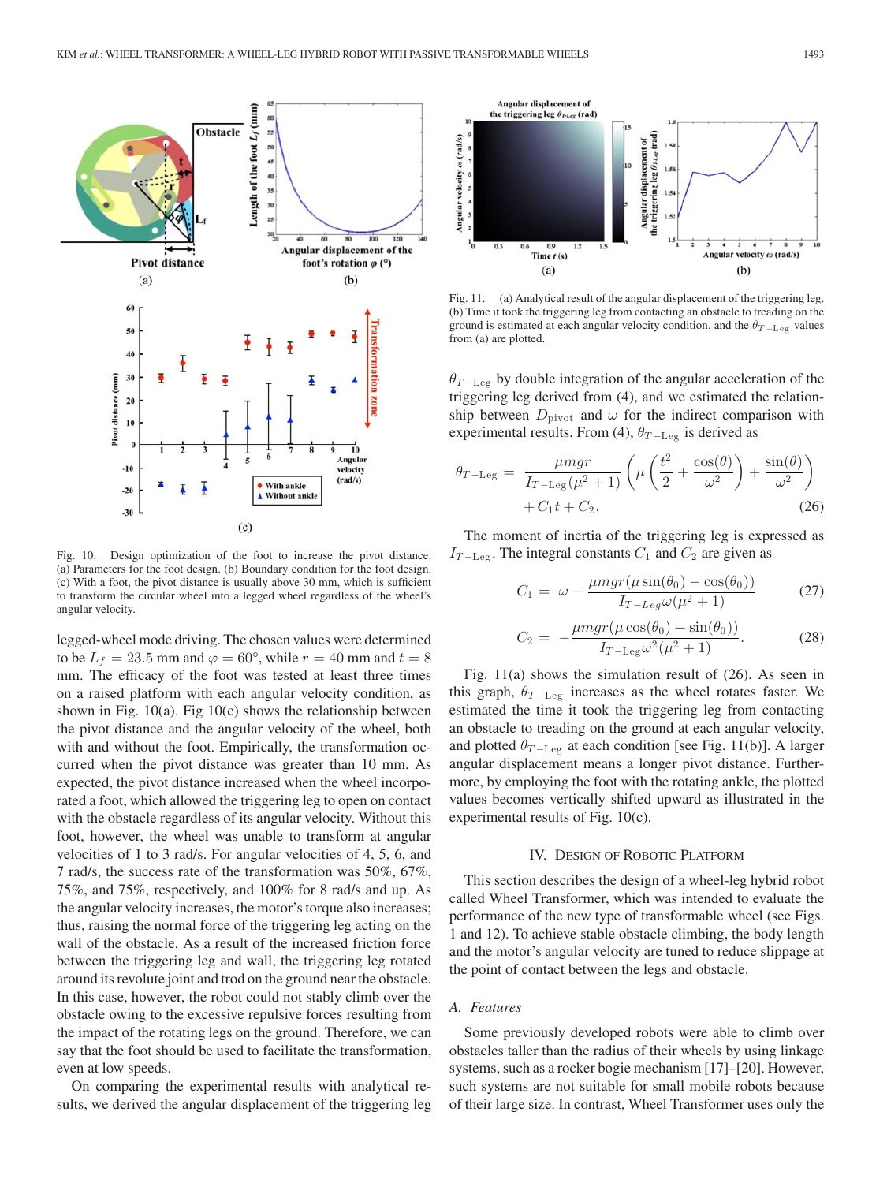Fig. 10. Design optimization of the foot to increase the pivot distance. (a) Parameters for the foot design. (b) Boundary condition for the foot design. (c) With a foot, the pivot distance is usually above 30 mm, which is sufficient to transform the circular wheel into a legged wheel regardless of the wheel's angular velocity.

legged-wheel mode driving. The chosen values were determined to be $L_f = 23.5$ mm and $\varphi = 60°$, while $r = 40$ mm and $t = 8$ mm. The efficacy of the foot was tested at least three times on a raised platform with each angular velocity condition, as shown in Fig. 10(a). Fig 10(c) shows the relationship between the pivot distance and the angular velocity of the wheel, both with and without the foot. Empirically, the transformation occurred when the pivot distance was greater than 10 mm. As expected, the pivot distance increased when the wheel incorporated a foot, which allowed the triggering leg to open on contact with the obstacle regardless of its angular velocity. Without this foot, however, the wheel was unable to transform at angular velocities of 1 to 3 rad/s. For angular velocities of 4, 5, 6, and 7 rad/s, the success rate of the transformation was 50%, 67%, 75%, and 75%, respectively, and 100% for 8 rad/s and up. As the angular velocity increases, the motor's torque also increases; thus, raising the normal force of the triggering leg acting on the wall of the obstacle. As a result of the increased friction force between the triggering leg and wall, the triggering leg rotated around its revolute joint and trod on the ground near the obstacle. In this case, however, the robot could not stably climb over the obstacle owing to the excessive repulsive forces resulting from the impact of the rotating legs on the ground. Therefore, we can say that the foot should be used to facilitate the transformation, even at low speeds.

On comparing the experimental results with analytical results, we derived the angular displacement of the triggering leg $\theta_{T-\text{Leg}}$ by double integration of the angular acceleration of the triggering leg derived from (4), and we estimated the relationship between $D_{\text{pivot}}$ and $\omega$ for the indirect comparison with experimental results. From (4), $\theta_{T-\text{Leg}}$ is derived as

$$\theta_{T-\text{Leg}} = \frac{\mu mgr}{I_{T-\text{Leg}}(\mu^2+1)}\left(\mu\left(\frac{t^2}{2}+\frac{\cos(\theta)}{\omega^2}\right)+\frac{\sin(\theta)}{\omega^2}\right) + C_1 t + C_2. \tag{26}$$

The moment of inertia of the triggering leg is expressed as $I_{T-\text{Leg}}$. The integral constants $C_1$ and $C_2$ are given as

$$C_1 = \omega - \frac{\mu mgr(\mu\sin(\theta_0) - \cos(\theta_0))}{I_{T-Leg}\,\omega(\mu^2+1)} \tag{27}$$

$$C_2 = -\frac{\mu mgr(\mu\cos(\theta_0) + \sin(\theta_0))}{I_{T-\text{Leg}}\,\omega^2(\mu^2+1)}. \tag{28}$$

Fig. 11(a) shows the simulation result of (26). As seen in this graph, $\theta_{T-\text{Leg}}$ increases as the wheel rotates faster. We estimated the time it took the triggering leg from contacting an obstacle to treading on the ground at each angular velocity, and plotted $\theta_{T-\text{Leg}}$ at each condition [see Fig. 11(b)]. A larger angular displacement means a longer pivot distance. Furthermore, by employing the foot with the rotating ankle, the plotted values becomes vertically shifted upward as illustrated in the experimental results of Fig. 10(c).

Fig. 11. (a) Analytical result of the angular displacement of the triggering leg. (b) Time it took the triggering leg from contacting an obstacle to treading on the ground is estimated at each angular velocity condition, and the $\theta_{T-\text{Leg}}$ values from (a) are plotted.

## IV. Design of Robotic Platform

This section describes the design of a wheel-leg hybrid robot called Wheel Transformer, which was intended to evaluate the performance of the new type of transformable wheel (see Figs. 1 and 12). To achieve stable obstacle climbing, the body length and the motor's angular velocity are tuned to reduce slippage at the point of contact between the legs and obstacle.

### A. Features

Some previously developed robots were able to climb over obstacles taller than the radius of their wheels by using linkage systems, such as a rocker bogie mechanism [17]–[20]. However, such systems are not suitable for small mobile robots because of their large size. In contrast, Wheel Transformer uses only the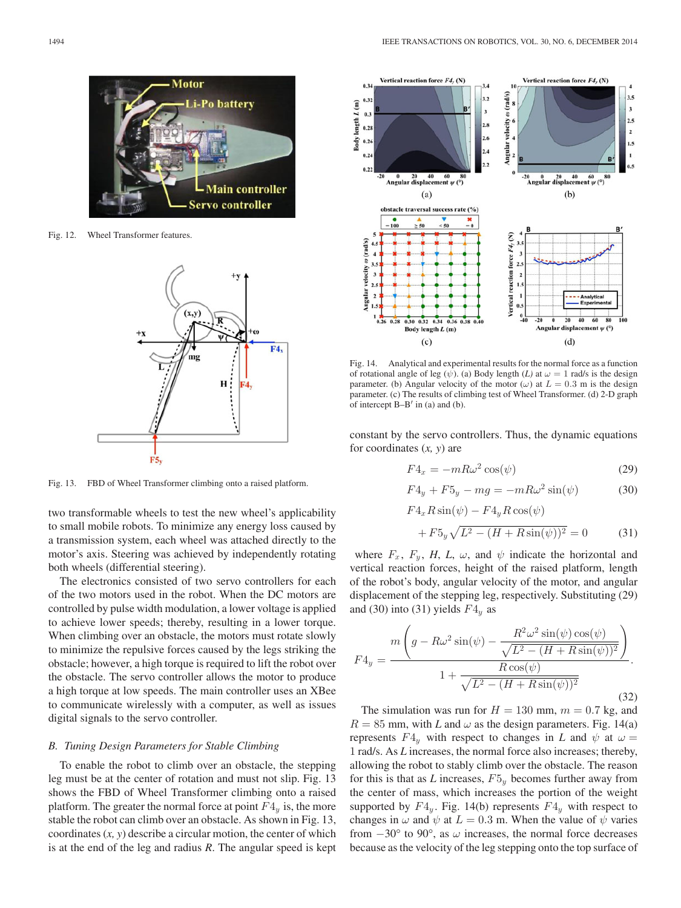Fig. 12. Wheel Transformer features.

Fig. 13. FBD of Wheel Transformer climbing onto a raised platform.

two transformable wheels to test the new wheel's applicability to small mobile robots. To minimize any energy loss caused by a transmission system, each wheel was attached directly to the motor's axis. Steering was achieved by independently rotating both wheels (differential steering).

The electronics consisted of two servo controllers for each of the two motors used in the robot. When the DC motors are controlled by pulse width modulation, a lower voltage is applied to achieve lower speeds; thereby, resulting in a lower torque. When climbing over an obstacle, the motors must rotate slowly to minimize the repulsive forces caused by the legs striking the obstacle; however, a high torque is required to lift the robot over the obstacle. The servo controller allows the motor to produce a high torque at low speeds. The main controller uses an XBee to communicate wirelessly with a computer, as well as issues digital signals to the servo controller.

### B. Tuning Design Parameters for Stable Climbing

To enable the robot to climb over an obstacle, the stepping leg must be at the center of rotation and must not slip. Fig. 13 shows the FBD of Wheel Transformer climbing onto a raised platform. The greater the normal force at point $F4_y$ is, the more stable the robot can climb over an obstacle. As shown in Fig. 13, coordinates (*x*, *y*) describe a circular motion, the center of which is at the end of the leg and radius *R*. The angular speed is kept constant by the servo controllers. Thus, the dynamic equations for coordinates (*x*, *y*) are

$$F4_x = -mR\omega^2 \cos(\psi) \tag{29}$$

$$F4_y + F5_y - mg = -mR\omega^2 \sin(\psi) \tag{30}$$

$$F4_x R \sin(\psi) - F4_y R \cos(\psi) + F5_y \sqrt{L^2 - (H + R\sin(\psi))^2} = 0 \tag{31}$$

where $F_x$, $F_y$, $H$, $L$, $\omega$, and $\psi$ indicate the horizontal and vertical reaction forces, height of the raised platform, length of the robot's body, angular velocity of the motor, and angular displacement of the stepping leg, respectively. Substituting (29) and (30) into (31) yields $F4_y$ as

$$F4_y = \frac{m\left(g - R\omega^2\sin(\psi) - \dfrac{R^2\omega^2\sin(\psi)\cos(\psi)}{\sqrt{L^2-(H+R\sin(\psi))^2}}\right)}{1 + \dfrac{R\cos(\psi)}{\sqrt{L^2-(H+R\sin(\psi))^2}}}. \tag{32}$$

The simulation was run for $H = 130$ mm, $m = 0.7$ kg, and $R = 85$ mm, with $L$ and $\omega$ as the design parameters. Fig. 14(a) represents $F4_y$ with respect to changes in $L$ and $\psi$ at $\omega = 1$ rad/s. As $L$ increases, the normal force also increases; thereby, allowing the robot to stably climb over the obstacle. The reason for this is that as $L$ increases, $F5_y$ becomes further away from the center of mass, which increases the portion of the weight supported by $F4_y$. Fig. 14(b) represents $F4_y$ with respect to changes in $\omega$ and $\psi$ at $L = 0.3$ m. When the value of $\psi$ varies from $-30°$ to $90°$, as $\omega$ increases, the normal force decreases because as the velocity of the leg stepping onto the top surface of

Fig. 14. Analytical and experimental results for the normal force as a function of rotational angle of leg ($\psi$). (a) Body length ($L$) at $\omega = 1$ rad/s is the design parameter. (b) Angular velocity of the motor ($\omega$) at $L = 0.3$ m is the design parameter. (c) The results of climbing test of Wheel Transformer. (d) 2-D graph of intercept B–B′ in (a) and (b).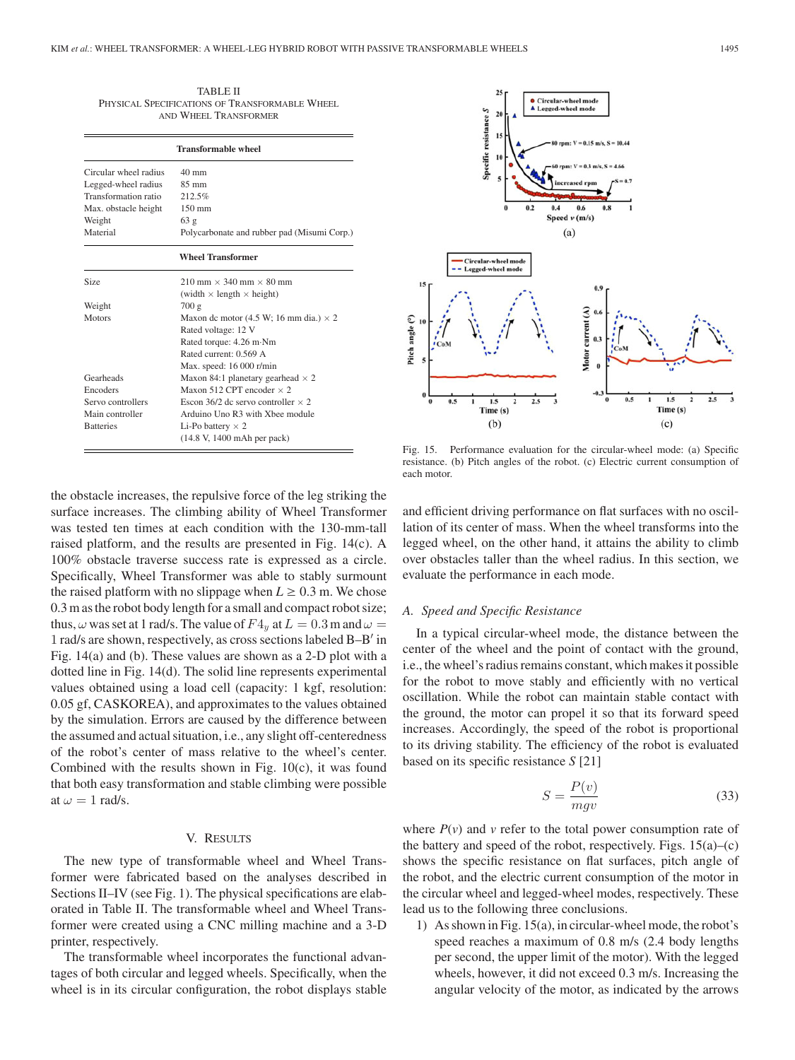TABLE II
PHYSICAL SPECIFICATIONS OF TRANSFORMABLE WHEEL AND WHEEL TRANSFORMER

| **Transformable wheel** | |
|---|---|
| Circular wheel radius | 40 mm |
| Legged-wheel radius | 85 mm |
| Transformation ratio | 212.5% |
| Max. obstacle height | 150 mm |
| Weight | 63 g |
| Material | Polycarbonate and rubber pad (Misumi Corp.) |
| **Wheel Transformer** | |
| Size | 210 mm × 340 mm × 80 mm (width × length × height) |
| Weight | 700 g |
| Motors | Maxon dc motor (4.5 W; 16 mm dia.) × 2<br>Rated voltage: 12 V<br>Rated torque: 4.26 m·Nm<br>Rated current: 0.569 A<br>Max. speed: 16 000 r/min |
| Gearheads | Maxon 84:1 planetary gearhead × 2 |
| Encoders | Maxon 512 CPT encoder × 2 |
| Servo controllers | Escon 36/2 dc servo controller × 2 |
| Main controller | Arduino Uno R3 with Xbee module |
| Batteries | Li-Po battery × 2<br>(14.8 V, 1400 mAh per pack) |

the obstacle increases, the repulsive force of the leg striking the surface increases. The climbing ability of Wheel Transformer was tested ten times at each condition with the 130-mm-tall raised platform, and the results are presented in Fig. 14(c). A 100% obstacle traverse success rate is expressed as a circle. Specifically, Wheel Transformer was able to stably surmount the raised platform with no slippage when $L \geq 0.3$ m. We chose 0.3 m as the robot body length for a small and compact robot size; thus, $\omega$ was set at 1 rad/s. The value of $F4_y$ at $L = 0.3$ m and $\omega = 1$ rad/s are shown, respectively, as cross sections labeled B–B′ in Fig. 14(a) and (b). These values are shown as a 2-D plot with a dotted line in Fig. 14(d). The solid line represents experimental values obtained using a load cell (capacity: 1 kgf, resolution: 0.05 gf, CASKOREA), and approximates to the values obtained by the simulation. Errors are caused by the difference between the assumed and actual situation, i.e., any slight off-centeredness of the robot's center of mass relative to the wheel's center. Combined with the results shown in Fig. 10(c), it was found that both easy transformation and stable climbing were possible at $\omega = 1$ rad/s.

## V. RESULTS

The new type of transformable wheel and Wheel Transformer were fabricated based on the analyses described in Sections II–IV (see Fig. 1). The physical specifications are elaborated in Table II. The transformable wheel and Wheel Transformer were created using a CNC milling machine and a 3-D printer, respectively.

The transformable wheel incorporates the functional advantages of both circular and legged wheels. Specifically, when the wheel is in its circular configuration, the robot displays stable and efficient driving performance on flat surfaces with no oscillation of its center of mass. When the wheel transforms into the legged wheel, on the other hand, it attains the ability to climb over obstacles taller than the wheel radius. In this section, we evaluate the performance in each mode.

Fig. 15. Performance evaluation for the circular-wheel mode: (a) Specific resistance. (b) Pitch angles of the robot. (c) Electric current consumption of each motor.

### A. Speed and Specific Resistance

In a typical circular-wheel mode, the distance between the center of the wheel and the point of contact with the ground, i.e., the wheel's radius remains constant, which makes it possible for the robot to move stably and efficiently with no vertical oscillation. While the robot can maintain stable contact with the ground, the motor can propel it so that its forward speed increases. Accordingly, the speed of the robot is proportional to its driving stability. The efficiency of the robot is evaluated based on its specific resistance $S$ [21]

$$S = \frac{P(v)}{mgv} \tag{33}$$

where $P(v)$ and $v$ refer to the total power consumption rate of the battery and speed of the robot, respectively. Figs. 15(a)–(c) shows the specific resistance on flat surfaces, pitch angle of the robot, and the electric current consumption of the motor in the circular wheel and legged-wheel modes, respectively. These lead us to the following three conclusions.

1) As shown in Fig. 15(a), in circular-wheel mode, the robot's speed reaches a maximum of 0.8 m/s (2.4 body lengths per second, the upper limit of the motor). With the legged wheels, however, it did not exceed 0.3 m/s. Increasing the angular velocity of the motor, as indicated by the arrows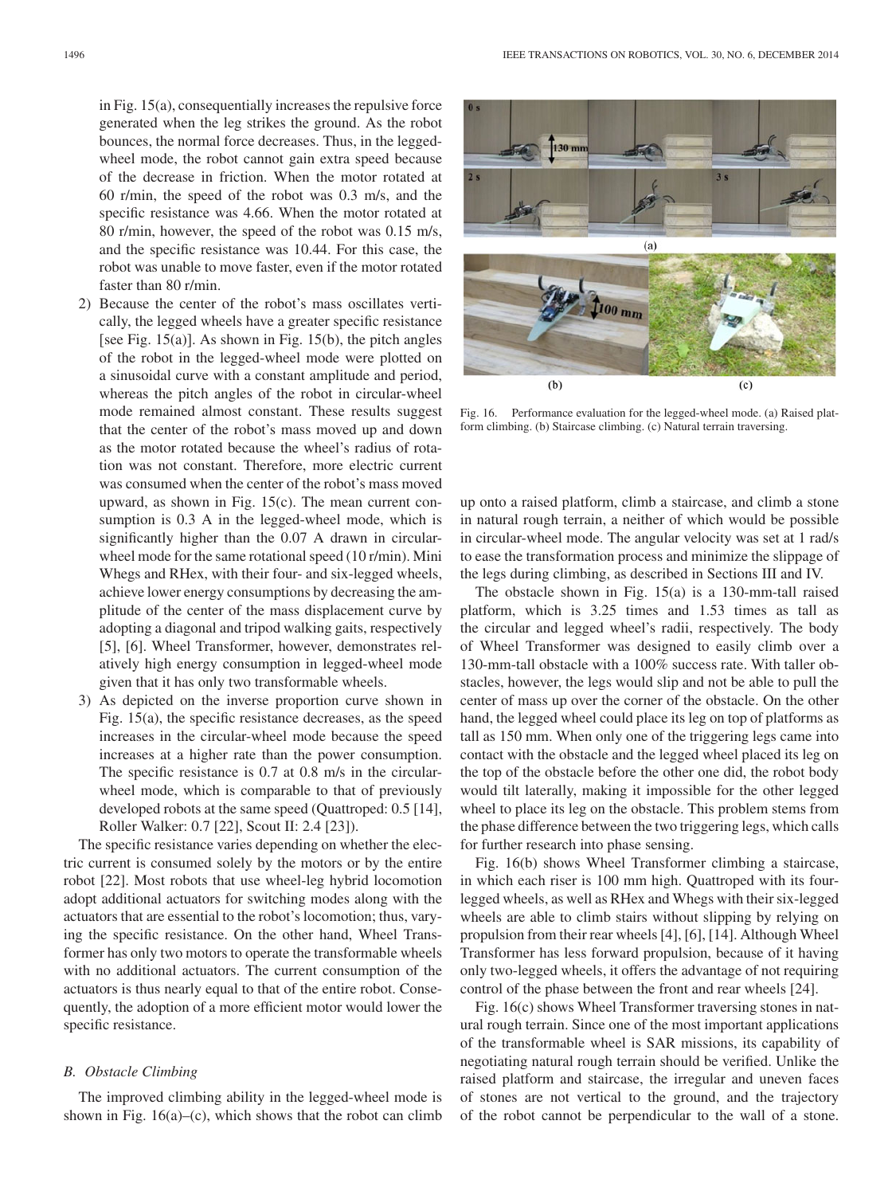in Fig. 15(a), consequentially increases the repulsive force generated when the leg strikes the ground. As the robot bounces, the normal force decreases. Thus, in the legged-wheel mode, the robot cannot gain extra speed because of the decrease in friction. When the motor rotated at 60 r/min, the speed of the robot was 0.3 m/s, and the specific resistance was 4.66. When the motor rotated at 80 r/min, however, the speed of the robot was 0.15 m/s, and the specific resistance was 10.44. For this case, the robot was unable to move faster, even if the motor rotated faster than 80 r/min.

2) Because the center of the robot's mass oscillates vertically, the legged wheels have a greater specific resistance [see Fig. 15(a)]. As shown in Fig. 15(b), the pitch angles of the robot in the legged-wheel mode were plotted on a sinusoidal curve with a constant amplitude and period, whereas the pitch angles of the robot in circular-wheel mode remained almost constant. These results suggest that the center of the robot's mass moved up and down as the motor rotated because the wheel's radius of rotation was not constant. Therefore, more electric current was consumed when the center of the robot's mass moved upward, as shown in Fig. 15(c). The mean current consumption is 0.3 A in the legged-wheel mode, which is significantly higher than the 0.07 A drawn in circular-wheel mode for the same rotational speed (10 r/min). Mini Whegs and RHex, with their four- and six-legged wheels, achieve lower energy consumptions by decreasing the amplitude of the center of the mass displacement curve by adopting a diagonal and tripod walking gaits, respectively [5], [6]. Wheel Transformer, however, demonstrates relatively high energy consumption in legged-wheel mode given that it has only two transformable wheels.

3) As depicted on the inverse proportion curve shown in Fig. 15(a), the specific resistance decreases, as the speed increases in the circular-wheel mode because the speed increases at a higher rate than the power consumption. The specific resistance is 0.7 at 0.8 m/s in the circular-wheel mode, which is comparable to that of previously developed robots at the same speed (Quattroped: 0.5 [14], Roller Walker: 0.7 [22], Scout II: 2.4 [23]).

The specific resistance varies depending on whether the electric current is consumed solely by the motors or by the entire robot [22]. Most robots that use wheel-leg hybrid locomotion adopt additional actuators for switching modes along with the actuators that are essential to the robot's locomotion; thus, varying the specific resistance. On the other hand, Wheel Transformer has only two motors to operate the transformable wheels with no additional actuators. The current consumption of the actuators is thus nearly equal to that of the entire robot. Consequently, the adoption of a more efficient motor would lower the specific resistance.

### B. Obstacle Climbing

The improved climbing ability in the legged-wheel mode is shown in Fig. 16(a)–(c), which shows that the robot can climb up onto a raised platform, climb a staircase, and climb a stone in natural rough terrain, a neither of which would be possible in circular-wheel mode. The angular velocity was set at 1 rad/s to ease the transformation process and minimize the slippage of the legs during climbing, as described in Sections III and IV.

Fig. 16. Performance evaluation for the legged-wheel mode. (a) Raised platform climbing. (b) Staircase climbing. (c) Natural terrain traversing.

The obstacle shown in Fig. 15(a) is a 130-mm-tall raised platform, which is 3.25 times and 1.53 times as tall as the circular and legged wheel's radii, respectively. The body of Wheel Transformer was designed to easily climb over a 130-mm-tall obstacle with a 100% success rate. With taller obstacles, however, the legs would slip and not be able to pull the center of mass up over the corner of the obstacle. On the other hand, the legged wheel could place its leg on top of platforms as tall as 150 mm. When only one of the triggering legs came into contact with the obstacle and the legged wheel placed its leg on the top of the obstacle before the other one did, the robot body would tilt laterally, making it impossible for the other legged wheel to place its leg on the obstacle. This problem stems from the phase difference between the two triggering legs, which calls for further research into phase sensing.

Fig. 16(b) shows Wheel Transformer climbing a staircase, in which each riser is 100 mm high. Quattroped with its four-legged wheels, as well as RHex and Whegs with their six-legged wheels are able to climb stairs without slipping by relying on propulsion from their rear wheels [4], [6], [14]. Although Wheel Transformer has less forward propulsion, because of it having only two-legged wheels, it offers the advantage of not requiring control of the phase between the front and rear wheels [24].

Fig. 16(c) shows Wheel Transformer traversing stones in natural rough terrain. Since one of the most important applications of the transformable wheel is SAR missions, its capability of negotiating natural rough terrain should be verified. Unlike the raised platform and staircase, the irregular and uneven faces of stones are not vertical to the ground, and the trajectory of the robot cannot be perpendicular to the wall of a stone.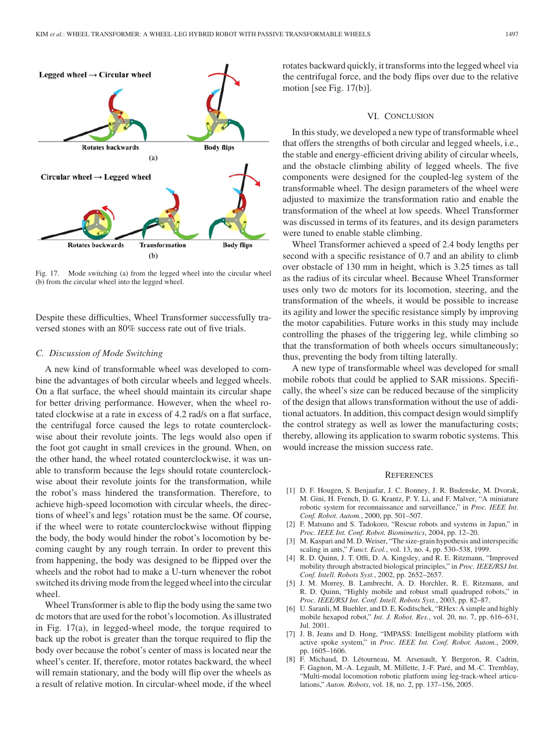Fig. 17. Mode switching (a) from the legged wheel into the circular wheel (b) from the circular wheel into the legged wheel.

Despite these difficulties, Wheel Transformer successfully traversed stones with an 80% success rate out of five trials.

### C. Discussion of Mode Switching

A new kind of transformable wheel was developed to combine the advantages of both circular wheels and legged wheels. On a flat surface, the wheel should maintain its circular shape for better driving performance. However, when the wheel rotated clockwise at a rate in excess of 4.2 rad/s on a flat surface, the centrifugal force caused the legs to rotate counterclockwise about their revolute joints. The legs would also open if the foot got caught in small crevices in the ground. When, on the other hand, the wheel rotated counterclockwise, it was unable to transform because the legs should rotate counterclockwise about their revolute joints for the transformation, while the robot's mass hindered the transformation. Therefore, to achieve high-speed locomotion with circular wheels, the directions of wheel's and legs' rotation must be the same. Of course, if the wheel were to rotate counterclockwise without flipping the body, the body would hinder the robot's locomotion by becoming caught by any rough terrain. In order to prevent this from happening, the body was designed to be flipped over the wheels and the robot had to make a U-turn whenever the robot switched its driving mode from the legged wheel into the circular wheel.

Wheel Transformer is able to flip the body using the same two dc motors that are used for the robot's locomotion. As illustrated in Fig. 17(a), in legged-wheel mode, the torque required to back up the robot is greater than the torque required to flip the body over because the robot's center of mass is located near the wheel's center. If, therefore, motor rotates backward, the wheel will remain stationary, and the body will flip over the wheels as a result of relative motion. In circular-wheel mode, if the wheel rotates backward quickly, it transforms into the legged wheel via the centrifugal force, and the body flips over due to the relative motion [see Fig. 17(b)].

## VI. Conclusion

In this study, we developed a new type of transformable wheel that offers the strengths of both circular and legged wheels, i.e., the stable and energy-efficient driving ability of circular wheels, and the obstacle climbing ability of legged wheels. The five components were designed for the coupled-leg system of the transformable wheel. The design parameters of the wheel were adjusted to maximize the transformation ratio and enable the transformation of the wheel at low speeds. Wheel Transformer was discussed in terms of its features, and its design parameters were tuned to enable stable climbing.

Wheel Transformer achieved a speed of 2.4 body lengths per second with a specific resistance of 0.7 and an ability to climb over obstacle of 130 mm in height, which is 3.25 times as tall as the radius of its circular wheel. Because Wheel Transformer uses only two dc motors for its locomotion, steering, and the transformation of the wheels, it would be possible to increase its agility and lower the specific resistance simply by improving the motor capabilities. Future works in this study may include controlling the phases of the triggering leg, while climbing so that the transformation of both wheels occurs simultaneously; thus, preventing the body from tilting laterally.

A new type of transformable wheel was developed for small mobile robots that could be applied to SAR missions. Specifically, the wheel's size can be reduced because of the simplicity of the design that allows transformation without the use of additional actuators. In addition, this compact design would simplify the control strategy as well as lower the manufacturing costs; thereby, allowing its application to swarm robotic systems. This would increase the mission success rate.

## References

[1] D. F. Hougen, S. Benjaafar, J. C. Bonney, J. R. Budenske, M. Dvorak, M. Gini, H. French, D. G. Krantz, P. Y. Li, and F. Malver, "A miniature robotic system for reconnaissance and surveillance," in *Proc. IEEE Int. Conf. Robot. Autom.*, 2000, pp. 501–507.

[2] F. Matsuno and S. Tadokoro, "Rescue robots and systems in Japan," in *Proc. IEEE Int. Conf. Robot. Biomimetics*, 2004, pp. 12–20.

[3] M. Kaspari and M. D. Weiser, "The size-grain hypothesis and interspecific scaling in ants," *Funct. Ecol.*, vol. 13, no. 4, pp. 530–538, 1999.

[4] R. D. Quinn, J. T. Offi, D. A. Kingsley, and R. E. Ritzmann, "Improved mobility through abstracted biological principles," in *Proc. IEEE/RSJ Int. Conf. Intell. Robots Syst.*, 2002, pp. 2652–2657.

[5] J. M. Morrey, B. Lambrecht, A. D. Horchler, R. E. Ritzmann, and R. D. Quinn, "Highly mobile and robust small quadruped robots," in *Proc. IEEE/RSJ Int. Conf. Intell. Robots Syst.*, 2003, pp. 82–87.

[6] U. Saranli, M. Buehler, and D. E. Koditschek, "RHex: A simple and highly mobile hexapod robot," *Int. J. Robot. Res.*, vol. 20, no. 7, pp. 616–631, Jul. 2001.

[7] J. B. Jeans and D. Hong, "IMPASS: Intelligent mobility platform with active spoke system," in *Proc. IEEE Int. Conf. Robot. Autom.*, 2009, pp. 1605–1606.

[8] F. Michaud, D. Létourneau, M. Arsenault, Y. Bergeron, R. Cadrin, F. Gagnon, M.-A. Legault, M. Millette, J.-F. Paré, and M.-C. Tremblay, "Multi-modal locomotion robotic platform using leg-track-wheel articulations," *Auton. Robots*, vol. 18, no. 2, pp. 137–156, 2005.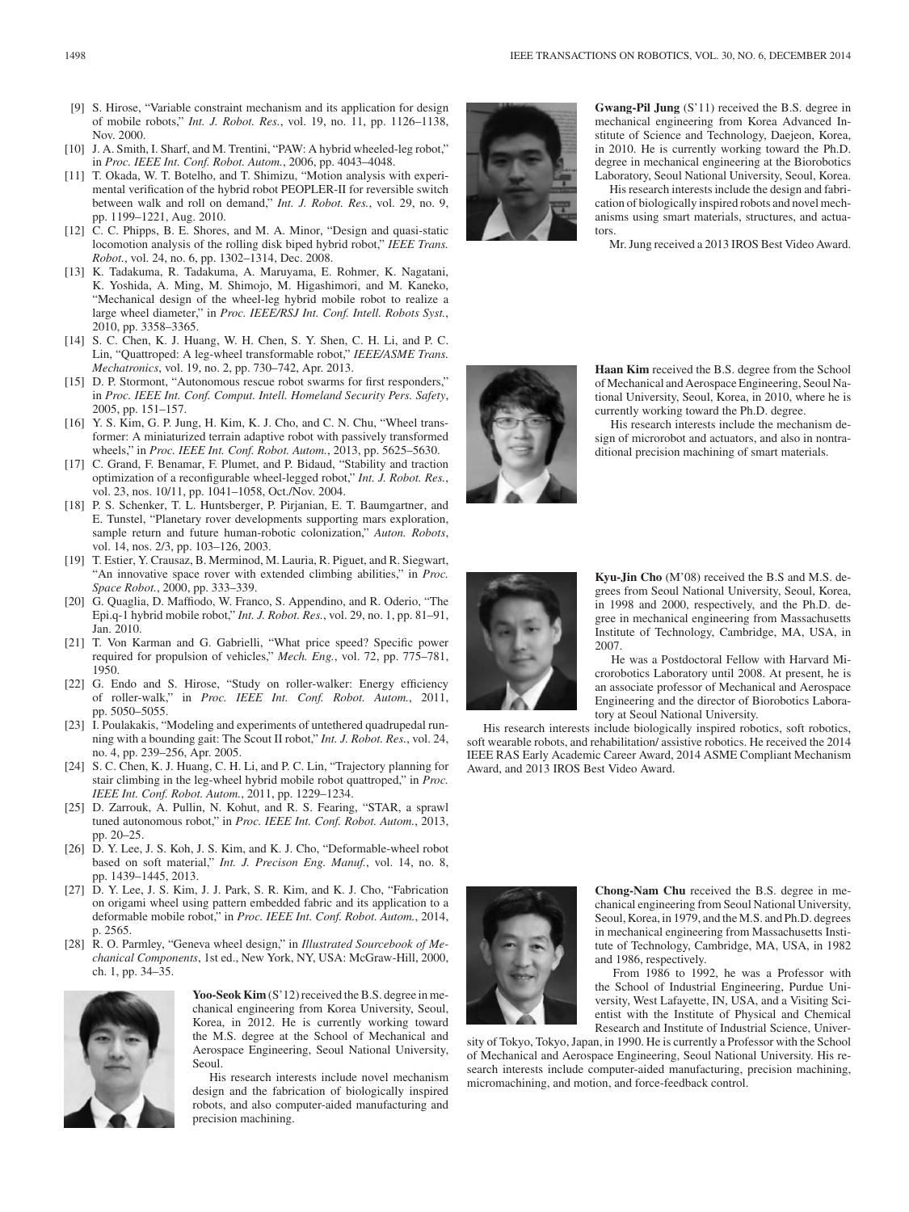[9] S. Hirose, "Variable constraint mechanism and its application for design of mobile robots," *Int. J. Robot. Res.*, vol. 19, no. 11, pp. 1126–1138, Nov. 2000.

[10] J. A. Smith, I. Sharf, and M. Trentini, "PAW: A hybrid wheeled-leg robot," in *Proc. IEEE Int. Conf. Robot. Autom.*, 2006, pp. 4043–4048.

[11] T. Okada, W. T. Botelho, and T. Shimizu, "Motion analysis with experimental verification of the hybrid robot PEOPLER-II for reversible switch between walk and roll on demand," *Int. J. Robot. Res.*, vol. 29, no. 9, pp. 1199–1221, Aug. 2010.

[12] C. C. Phipps, B. E. Shores, and M. A. Minor, "Design and quasi-static locomotion analysis of the rolling disk biped hybrid robot," *IEEE Trans. Robot.*, vol. 24, no. 6, pp. 1302–1314, Dec. 2008.

[13] K. Tadakuma, R. Tadakuma, A. Maruyama, E. Rohmer, K. Nagatani, K. Yoshida, A. Ming, M. Shimojo, M. Higashimori, and M. Kaneko, "Mechanical design of the wheel-leg hybrid mobile robot to realize a large wheel diameter," in *Proc. IEEE/RSJ Int. Conf. Intell. Robots Syst.*, 2010, pp. 3358–3365.

[14] S. C. Chen, K. J. Huang, W. H. Chen, S. Y. Shen, C. H. Li, and P. C. Lin, "Quattroped: A leg-wheel transformable robot," *IEEE/ASME Trans. Mechatronics*, vol. 19, no. 2, pp. 730–742, Apr. 2013.

[15] D. P. Stormont, "Autonomous rescue robot swarms for first responders," in *Proc. IEEE Int. Conf. Comput. Intell. Homeland Security Pers. Safety*, 2005, pp. 151–157.

[16] Y. S. Kim, G. P. Jung, H. Kim, K. J. Cho, and C. N. Chu, "Wheel transformer: A miniaturized terrain adaptive robot with passively transformed wheels," in *Proc. IEEE Int. Conf. Robot. Autom.*, 2013, pp. 5625–5630.

[17] C. Grand, F. Benamar, F. Plumet, and P. Bidaud, "Stability and traction optimization of a reconfigurable wheel-legged robot," *Int. J. Robot. Res.*, vol. 23, nos. 10/11, pp. 1041–1058, Oct./Nov. 2004.

[18] P. S. Schenker, T. L. Huntsberger, P. Pirjanian, E. T. Baumgartner, and E. Tunstel, "Planetary rover developments supporting mars exploration, sample return and future human-robotic colonization," *Auton. Robots*, vol. 14, nos. 2/3, pp. 103–126, 2003.

[19] T. Estier, Y. Crausaz, B. Merminod, M. Lauria, R. Piguet, and R. Siegwart, "An innovative space rover with extended climbing abilities," in *Proc. Space Robot.*, 2000, pp. 333–339.

[20] G. Quaglia, D. Maffiodo, W. Franco, S. Appendino, and R. Oderio, "The Epi.q-1 hybrid mobile robot," *Int. J. Robot. Res.*, vol. 29, no. 1, pp. 81–91, Jan. 2010.

[21] T. Von Karman and G. Gabrielli, "What price speed? Specific power required for propulsion of vehicles," *Mech. Eng.*, vol. 72, pp. 775–781, 1950.

[22] G. Endo and S. Hirose, "Study on roller-walker: Energy efficiency of roller-walk," in *Proc. IEEE Int. Conf. Robot. Autom.*, 2011, pp. 5050–5055.

[23] I. Poulakakis, "Modeling and experiments of untethered quadrupedal running with a bounding gait: The Scout II robot," *Int. J. Robot. Res.*, vol. 24, no. 4, pp. 239–256, Apr. 2005.

[24] S. C. Chen, K. J. Huang, C. H. Li, and P. C. Lin, "Trajectory planning for stair climbing in the leg-wheel hybrid mobile robot quattroped," in *Proc. IEEE Int. Conf. Robot. Autom.*, 2011, pp. 1229–1234.

[25] D. Zarrouk, A. Pullin, N. Kohut, and R. S. Fearing, "STAR, a sprawl tuned autonomous robot," in *Proc. IEEE Int. Conf. Robot. Autom.*, 2013, pp. 20–25.

[26] D. Y. Lee, J. S. Koh, J. S. Kim, and K. J. Cho, "Deformable-wheel robot based on soft material," *Int. J. Precison Eng. Manuf.*, vol. 14, no. 8, pp. 1439–1445, 2013.

[27] D. Y. Lee, J. S. Kim, J. J. Park, S. R. Kim, and K. J. Cho, "Fabrication on origami wheel using pattern embedded fabric and its application to a deformable mobile robot," in *Proc. IEEE Int. Conf. Robot. Autom.*, 2014, p. 2565.

[28] R. O. Parmley, "Geneva wheel design," in *Illustrated Sourcebook of Mechanical Components*, 1st ed., New York, NY, USA: McGraw-Hill, 2000, ch. 1, pp. 34–35.

**Yoo-Seok Kim** (S'12) received the B.S. degree in mechanical engineering from Korea University, Seoul, Korea, in 2012. He is currently working toward the M.S. degree at the School of Mechanical and Aerospace Engineering, Seoul National University, Seoul.

His research interests include novel mechanism design and the fabrication of biologically inspired robots, and also computer-aided manufacturing and precision machining.

**Gwang-Pil Jung** (S'11) received the B.S. degree in mechanical engineering from Korea Advanced Institute of Science and Technology, Daejeon, Korea, in 2010. He is currently working toward the Ph.D. degree in mechanical engineering at the Biorobotics Laboratory, Seoul National University, Seoul, Korea.

His research interests include the design and fabrication of biologically inspired robots and novel mechanisms using smart materials, structures, and actuators.

Mr. Jung received a 2013 IROS Best Video Award.

**Haan Kim** received the B.S. degree from the School of Mechanical and Aerospace Engineering, Seoul National University, Seoul, Korea, in 2010, where he is currently working toward the Ph.D. degree.

His research interests include the mechanism design of microrobot and actuators, and also in nontraditional precision machining of smart materials.

**Kyu-Jin Cho** (M'08) received the B.S and M.S. degrees from Seoul National University, Seoul, Korea, in 1998 and 2000, respectively, and the Ph.D. degree in mechanical engineering from Massachusetts Institute of Technology, Cambridge, MA, USA, in 2007.

He was a Postdoctoral Fellow with Harvard Microrobotics Laboratory until 2008. At present, he is an associate professor of Mechanical and Aerospace Engineering and the director of Biorobotics Laboratory at Seoul National University.

His research interests include biologically inspired robotics, soft robotics, soft wearable robots, and rehabilitation/ assistive robotics. He received the 2014 IEEE RAS Early Academic Career Award, 2014 ASME Compliant Mechanism Award, and 2013 IROS Best Video Award.

**Chong-Nam Chu** received the B.S. degree in mechanical engineering from Seoul National University, Seoul, Korea, in 1979, and the M.S. and Ph.D. degrees in mechanical engineering from Massachusetts Institute of Technology, Cambridge, MA, USA, in 1982 and 1986, respectively.

From 1986 to 1992, he was a Professor with the School of Industrial Engineering, Purdue University, West Lafayette, IN, USA, and a Visiting Scientist with the Institute of Physical and Chemical Research and Institute of Industrial Science, University of Tokyo, Tokyo, Japan, in 1990. He is currently a Professor with the School of Mechanical and Aerospace Engineering, Seoul National University. His research interests include computer-aided manufacturing, precision machining, micromachining, and motion, and force-feedback control.